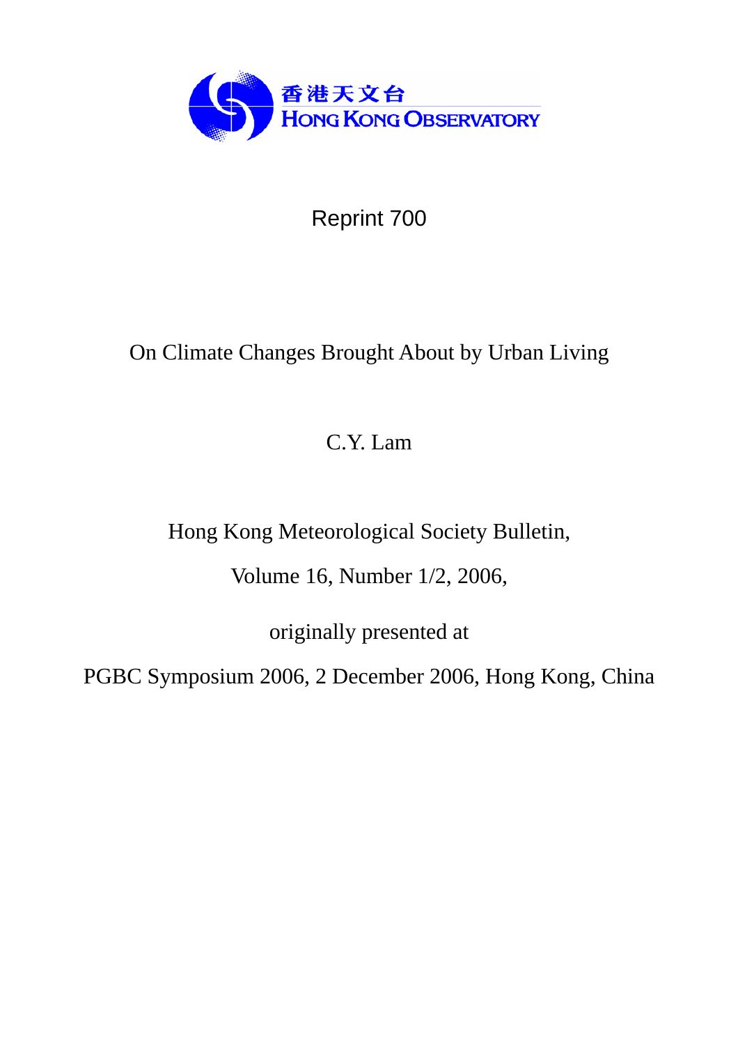香港天文台
HONG KONG OBSERVATORY

Reprint 700

# On Climate Changes Brought About by Urban Living

C.Y. Lam

Hong Kong Meteorological Society Bulletin,

Volume 16, Number 1/2, 2006,

originally presented at

PGBC Symposium 2006, 2 December 2006, Hong Kong, China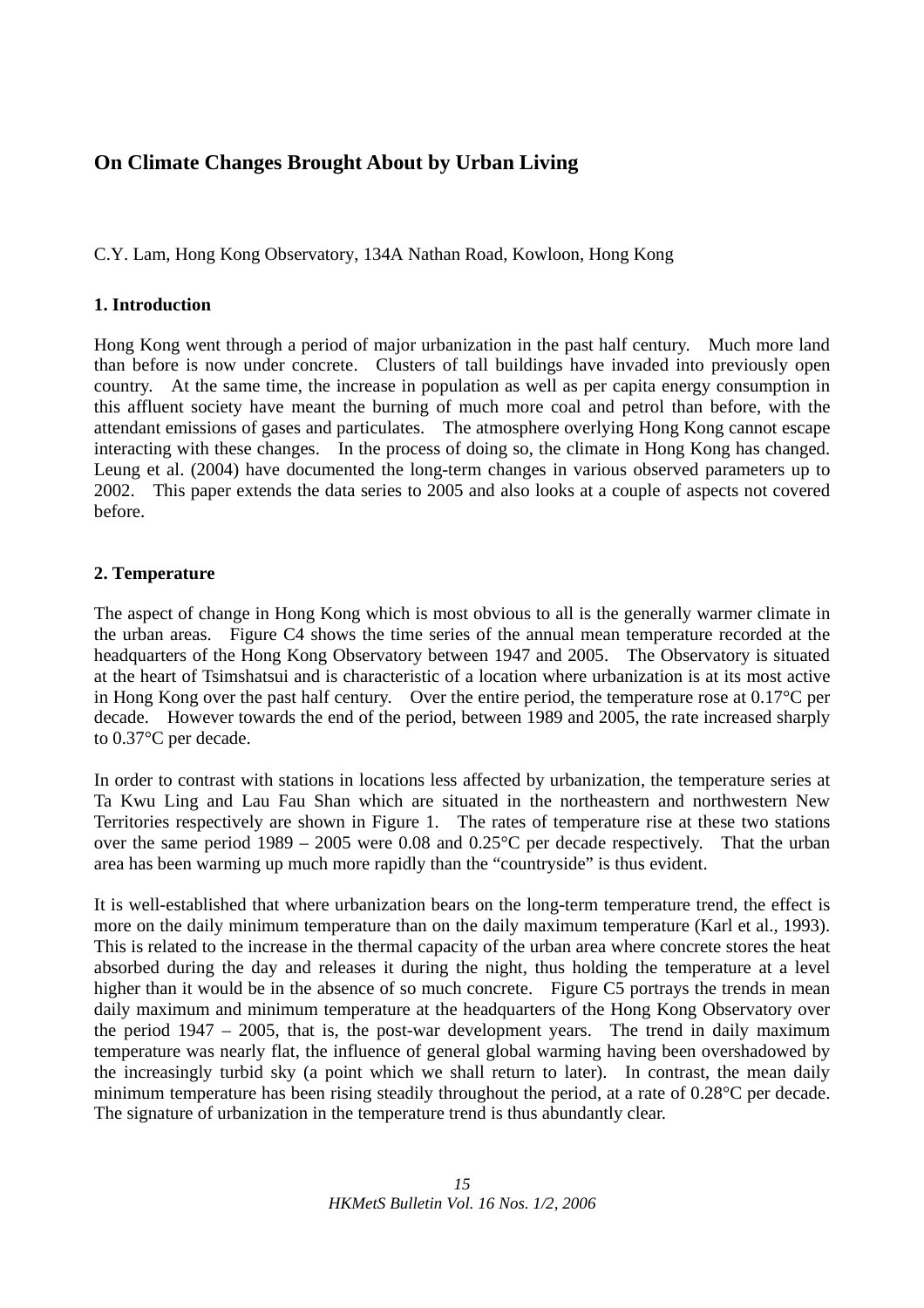# On Climate Changes Brought About by Urban Living

C.Y. Lam, Hong Kong Observatory, 134A Nathan Road, Kowloon, Hong Kong

## 1. Introduction

Hong Kong went through a period of major urbanization in the past half century. Much more land than before is now under concrete. Clusters of tall buildings have invaded into previously open country. At the same time, the increase in population as well as per capita energy consumption in this affluent society have meant the burning of much more coal and petrol than before, with the attendant emissions of gases and particulates. The atmosphere overlying Hong Kong cannot escape interacting with these changes. In the process of doing so, the climate in Hong Kong has changed. Leung et al. (2004) have documented the long-term changes in various observed parameters up to 2002. This paper extends the data series to 2005 and also looks at a couple of aspects not covered before.

## 2. Temperature

The aspect of change in Hong Kong which is most obvious to all is the generally warmer climate in the urban areas. Figure C4 shows the time series of the annual mean temperature recorded at the headquarters of the Hong Kong Observatory between 1947 and 2005. The Observatory is situated at the heart of Tsimshatsui and is characteristic of a location where urbanization is at its most active in Hong Kong over the past half century. Over the entire period, the temperature rose at 0.17°C per decade. However towards the end of the period, between 1989 and 2005, the rate increased sharply to 0.37°C per decade.

In order to contrast with stations in locations less affected by urbanization, the temperature series at Ta Kwu Ling and Lau Fau Shan which are situated in the northeastern and northwestern New Territories respectively are shown in Figure 1. The rates of temperature rise at these two stations over the same period 1989 – 2005 were 0.08 and 0.25°C per decade respectively. That the urban area has been warming up much more rapidly than the "countryside" is thus evident.

It is well-established that where urbanization bears on the long-term temperature trend, the effect is more on the daily minimum temperature than on the daily maximum temperature (Karl et al., 1993). This is related to the increase in the thermal capacity of the urban area where concrete stores the heat absorbed during the day and releases it during the night, thus holding the temperature at a level higher than it would be in the absence of so much concrete. Figure C5 portrays the trends in mean daily maximum and minimum temperature at the headquarters of the Hong Kong Observatory over the period 1947 – 2005, that is, the post-war development years. The trend in daily maximum temperature was nearly flat, the influence of general global warming having been overshadowed by the increasingly turbid sky (a point which we shall return to later). In contrast, the mean daily minimum temperature has been rising steadily throughout the period, at a rate of 0.28°C per decade. The signature of urbanization in the temperature trend is thus abundantly clear.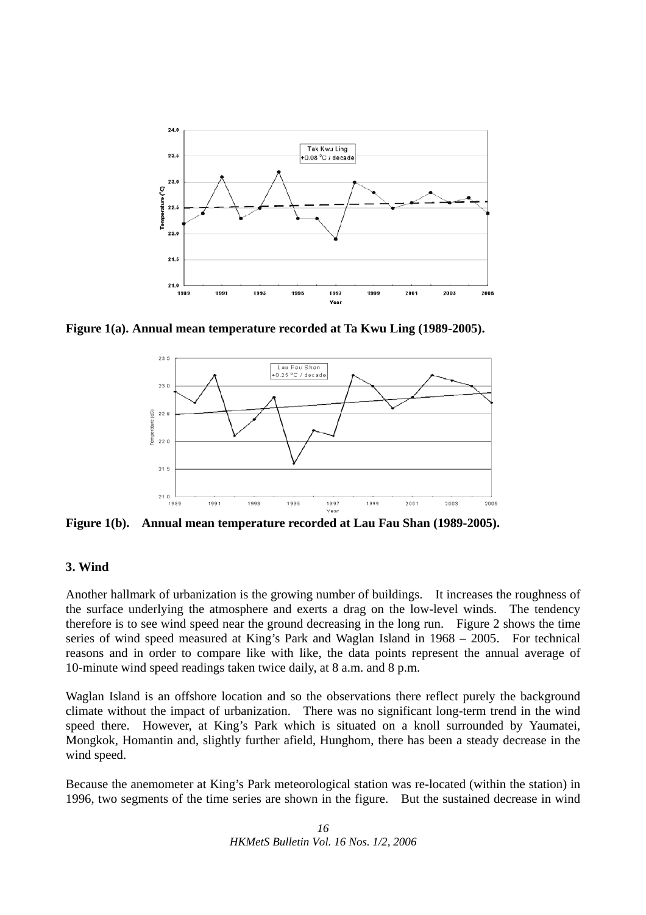Figure 1(a). Annual mean temperature recorded at Ta Kwu Ling (1989-2005).

Figure 1(b). Annual mean temperature recorded at Lau Fau Shan (1989-2005).

### 3. Wind

Another hallmark of urbanization is the growing number of buildings. It increases the roughness of the surface underlying the atmosphere and exerts a drag on the low-level winds. The tendency therefore is to see wind speed near the ground decreasing in the long run. Figure 2 shows the time series of wind speed measured at King's Park and Waglan Island in 1968 – 2005. For technical reasons and in order to compare like with like, the data points represent the annual average of 10-minute wind speed readings taken twice daily, at 8 a.m. and 8 p.m.

Waglan Island is an offshore location and so the observations there reflect purely the background climate without the impact of urbanization. There was no significant long-term trend in the wind speed there. However, at King's Park which is situated on a knoll surrounded by Yaumatei, Mongkok, Homantin and, slightly further afield, Hunghom, there has been a steady decrease in the wind speed.

Because the anemometer at King's Park meteorological station was re-located (within the station) in 1996, two segments of the time series are shown in the figure. But the sustained decrease in wind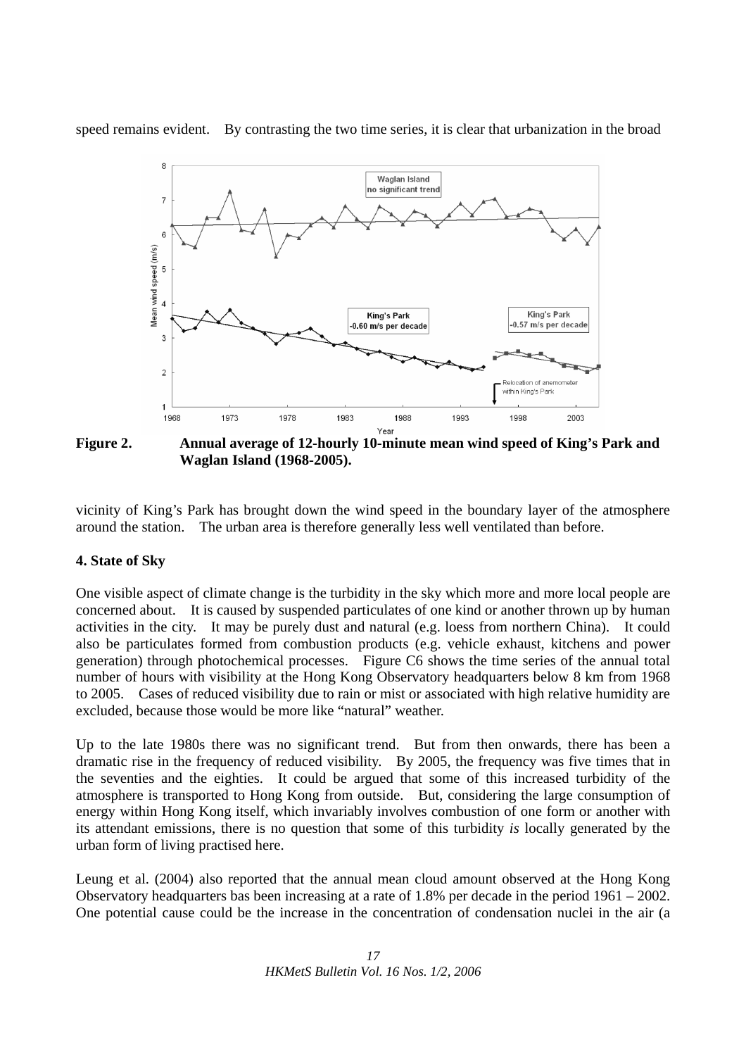speed remains evident. By contrasting the two time series, it is clear that urbanization in the broad

**Figure 2.** **Annual average of 12-hourly 10-minute mean wind speed of King's Park and Waglan Island (1968-2005).**

vicinity of King's Park has brought down the wind speed in the boundary layer of the atmosphere around the station. The urban area is therefore generally less well ventilated than before.

### 4. State of Sky

One visible aspect of climate change is the turbidity in the sky which more and more local people are concerned about. It is caused by suspended particulates of one kind or another thrown up by human activities in the city. It may be purely dust and natural (e.g. loess from northern China). It could also be particulates formed from combustion products (e.g. vehicle exhaust, kitchens and power generation) through photochemical processes. Figure C6 shows the time series of the annual total number of hours with visibility at the Hong Kong Observatory headquarters below 8 km from 1968 to 2005. Cases of reduced visibility due to rain or mist or associated with high relative humidity are excluded, because those would be more like "natural" weather.

Up to the late 1980s there was no significant trend. But from then onwards, there has been a dramatic rise in the frequency of reduced visibility. By 2005, the frequency was five times that in the seventies and the eighties. It could be argued that some of this increased turbidity of the atmosphere is transported to Hong Kong from outside. But, considering the large consumption of energy within Hong Kong itself, which invariably involves combustion of one form or another with its attendant emissions, there is no question that some of this turbidity *is* locally generated by the urban form of living practised here.

Leung et al. (2004) also reported that the annual mean cloud amount observed at the Hong Kong Observatory headquarters bas been increasing at a rate of 1.8% per decade in the period 1961 – 2002. One potential cause could be the increase in the concentration of condensation nuclei in the air (a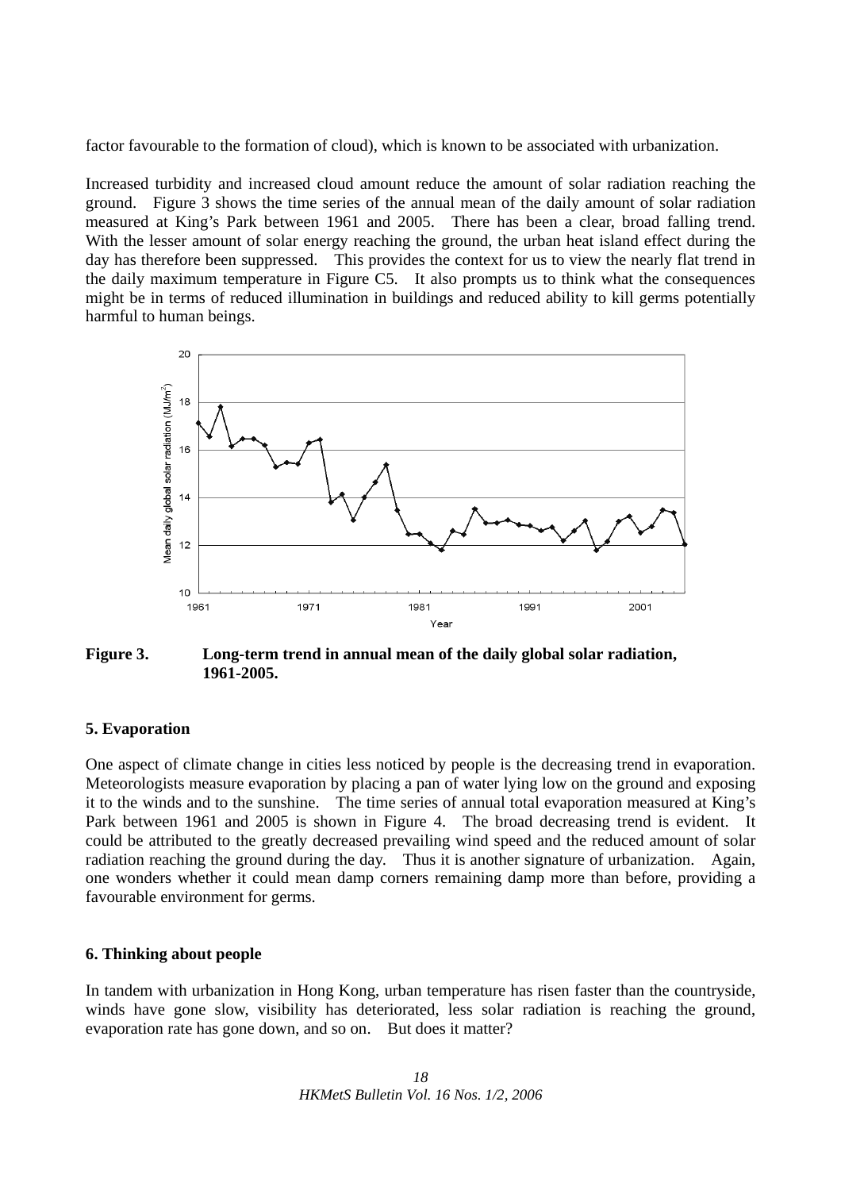factor favourable to the formation of cloud), which is known to be associated with urbanization.

Increased turbidity and increased cloud amount reduce the amount of solar radiation reaching the ground. Figure 3 shows the time series of the annual mean of the daily amount of solar radiation measured at King's Park between 1961 and 2005. There has been a clear, broad falling trend. With the lesser amount of solar energy reaching the ground, the urban heat island effect during the day has therefore been suppressed. This provides the context for us to view the nearly flat trend in the daily maximum temperature in Figure C5. It also prompts us to think what the consequences might be in terms of reduced illumination in buildings and reduced ability to kill germs potentially harmful to human beings.

**Figure 3. Long-term trend in annual mean of the daily global solar radiation, 1961-2005.**

### 5. Evaporation

One aspect of climate change in cities less noticed by people is the decreasing trend in evaporation. Meteorologists measure evaporation by placing a pan of water lying low on the ground and exposing it to the winds and to the sunshine. The time series of annual total evaporation measured at King's Park between 1961 and 2005 is shown in Figure 4. The broad decreasing trend is evident. It could be attributed to the greatly decreased prevailing wind speed and the reduced amount of solar radiation reaching the ground during the day. Thus it is another signature of urbanization. Again, one wonders whether it could mean damp corners remaining damp more than before, providing a favourable environment for germs.

### 6. Thinking about people

In tandem with urbanization in Hong Kong, urban temperature has risen faster than the countryside, winds have gone slow, visibility has deteriorated, less solar radiation is reaching the ground, evaporation rate has gone down, and so on. But does it matter?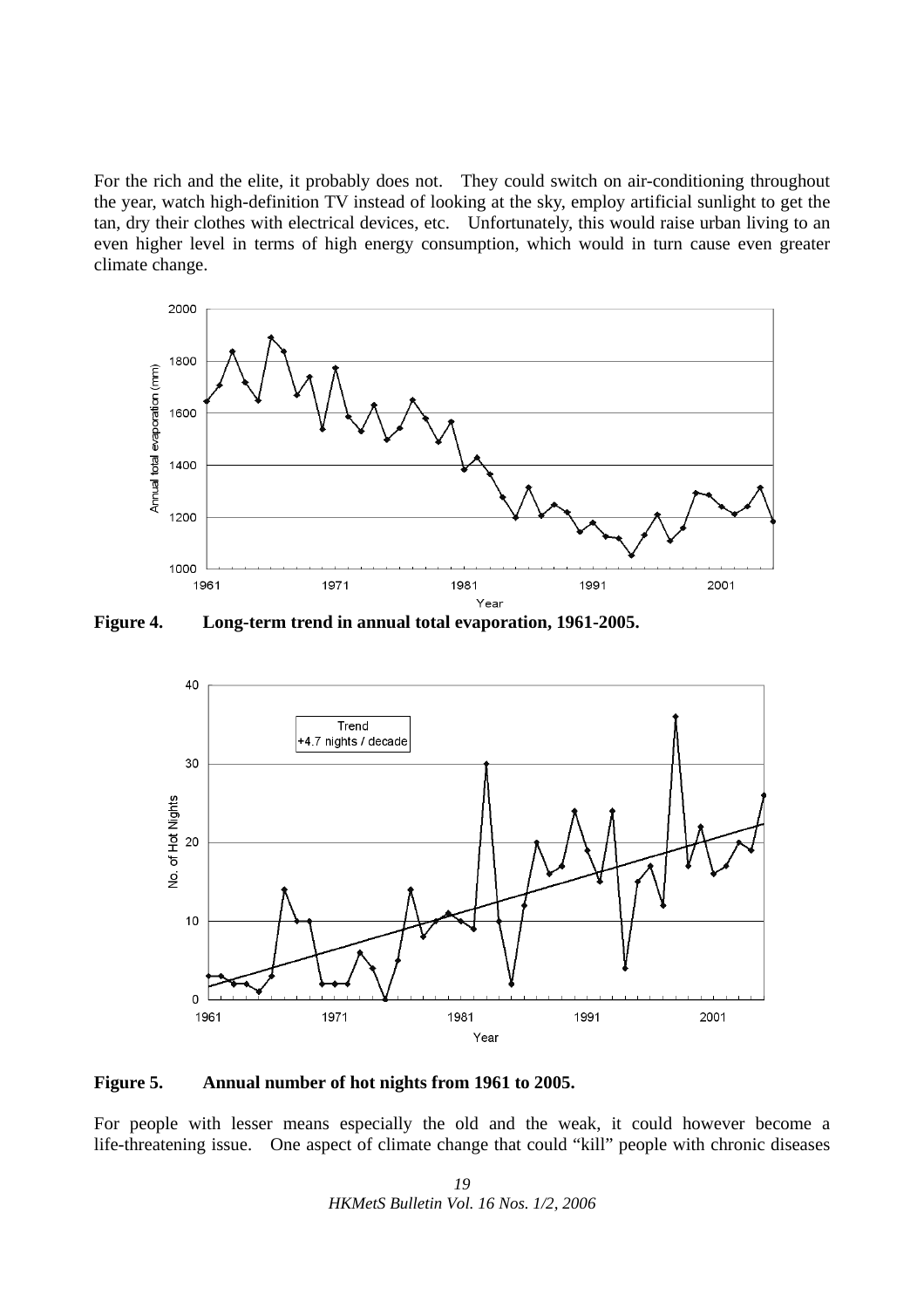For the rich and the elite, it probably does not. They could switch on air-conditioning throughout the year, watch high-definition TV instead of looking at the sky, employ artificial sunlight to get the tan, dry their clothes with electrical devices, etc. Unfortunately, this would raise urban living to an even higher level in terms of high energy consumption, which would in turn cause even greater climate change.

**Figure 4. Long-term trend in annual total evaporation, 1961-2005.**

**Figure 5. Annual number of hot nights from 1961 to 2005.**

For people with lesser means especially the old and the weak, it could however become a life-threatening issue. One aspect of climate change that could "kill" people with chronic diseases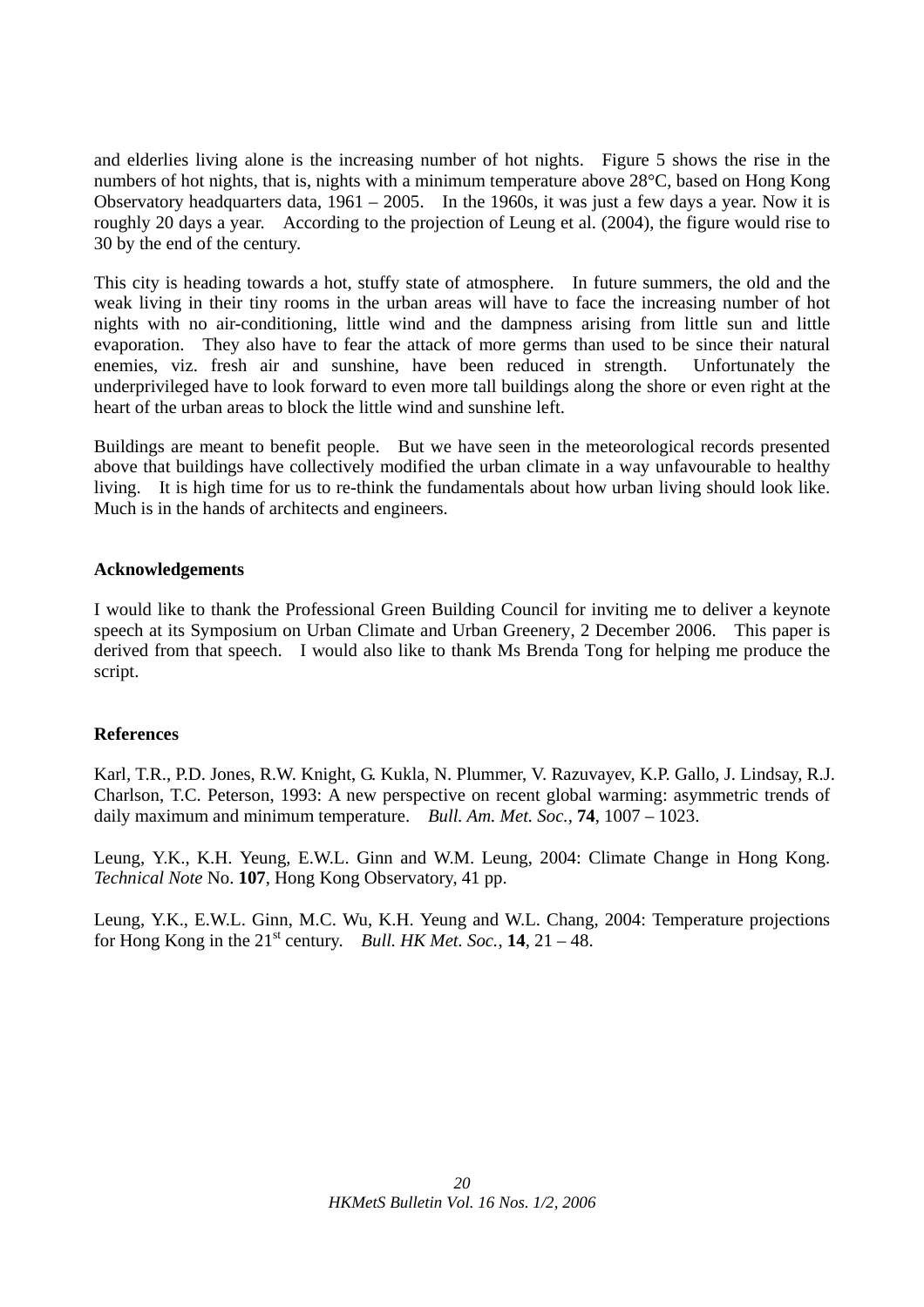and elderlies living alone is the increasing number of hot nights. Figure 5 shows the rise in the numbers of hot nights, that is, nights with a minimum temperature above 28°C, based on Hong Kong Observatory headquarters data, 1961 – 2005. In the 1960s, it was just a few days a year. Now it is roughly 20 days a year. According to the projection of Leung et al. (2004), the figure would rise to 30 by the end of the century.

This city is heading towards a hot, stuffy state of atmosphere. In future summers, the old and the weak living in their tiny rooms in the urban areas will have to face the increasing number of hot nights with no air-conditioning, little wind and the dampness arising from little sun and little evaporation. They also have to fear the attack of more germs than used to be since their natural enemies, viz. fresh air and sunshine, have been reduced in strength. Unfortunately the underprivileged have to look forward to even more tall buildings along the shore or even right at the heart of the urban areas to block the little wind and sunshine left.

Buildings are meant to benefit people. But we have seen in the meteorological records presented above that buildings have collectively modified the urban climate in a way unfavourable to healthy living. It is high time for us to re-think the fundamentals about how urban living should look like. Much is in the hands of architects and engineers.

**Acknowledgements**

I would like to thank the Professional Green Building Council for inviting me to deliver a keynote speech at its Symposium on Urban Climate and Urban Greenery, 2 December 2006. This paper is derived from that speech. I would also like to thank Ms Brenda Tong for helping me produce the script.

**References**

Karl, T.R., P.D. Jones, R.W. Knight, G. Kukla, N. Plummer, V. Razuvayev, K.P. Gallo, J. Lindsay, R.J. Charlson, T.C. Peterson, 1993: A new perspective on recent global warming: asymmetric trends of daily maximum and minimum temperature. *Bull. Am. Met. Soc.*, **74**, 1007 – 1023.

Leung, Y.K., K.H. Yeung, E.W.L. Ginn and W.M. Leung, 2004: Climate Change in Hong Kong. *Technical Note* No. **107**, Hong Kong Observatory, 41 pp.

Leung, Y.K., E.W.L. Ginn, M.C. Wu, K.H. Yeung and W.L. Chang, 2004: Temperature projections for Hong Kong in the 21st century. *Bull. HK Met. Soc.*, **14**, 21 – 48.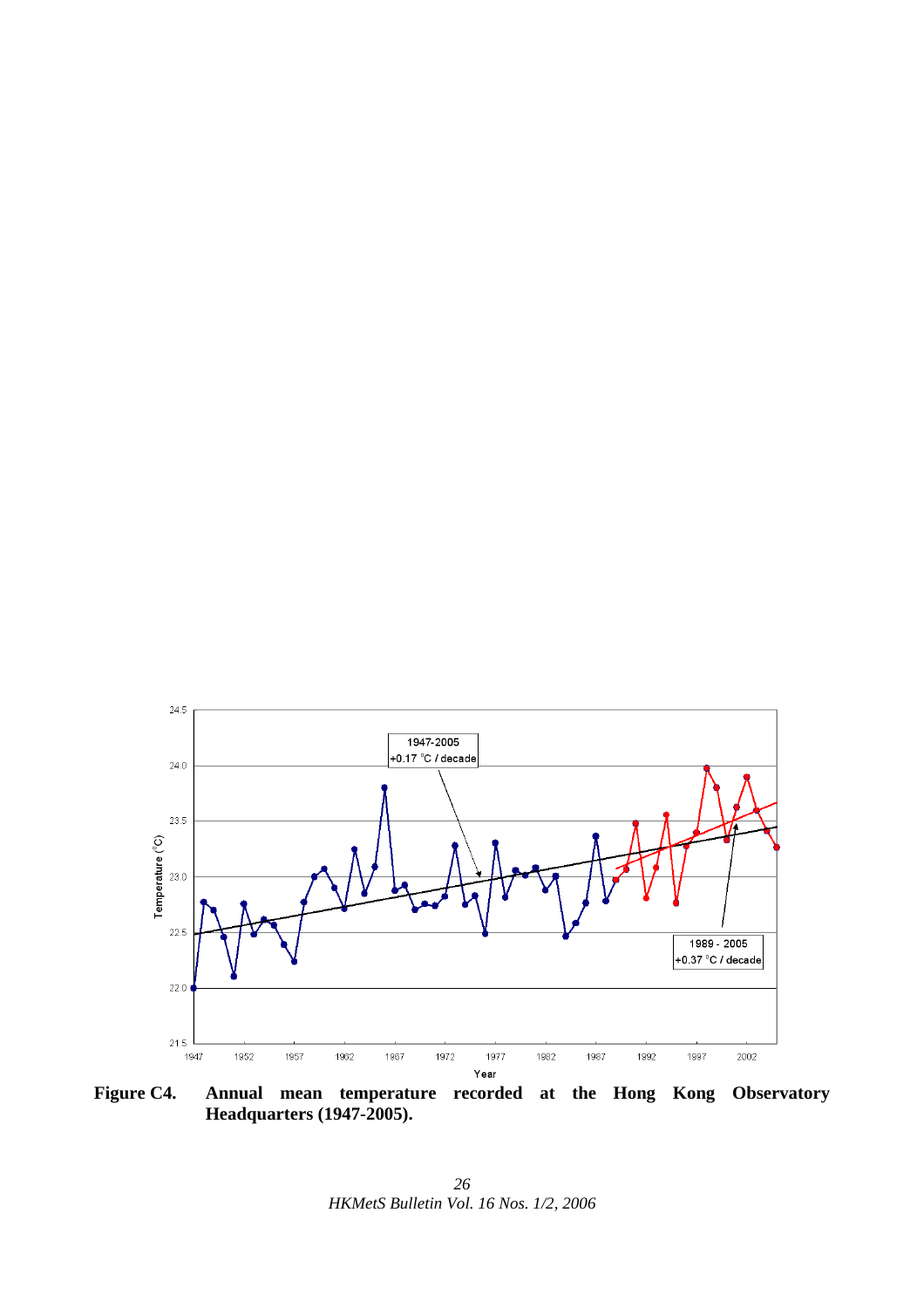**Figure C4. Annual mean temperature recorded at the Hong Kong Observatory Headquarters (1947-2005).**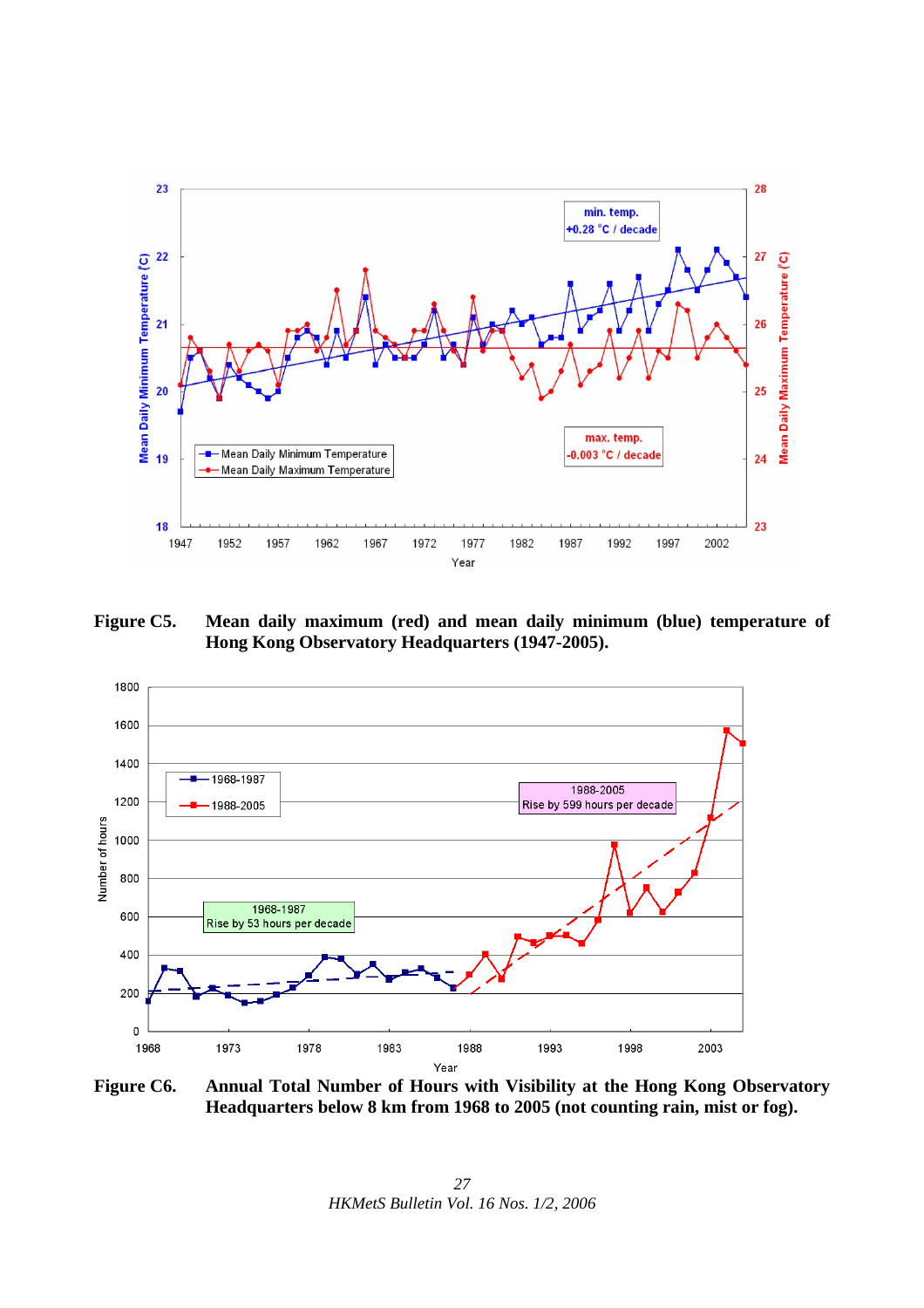min. temp.
+0.28 °C / decade

max. temp.
-0.003 °C / decade

Mean Daily Minimum Temperature
Mean Daily Maximum Temperature

Mean Daily Minimum Temperature (°C)

Mean Daily Maximum Temperature (°C)

23
22
21
20
19
18

28
27
26
25
24
23

1947 1952 1957 1962 1967 1972 1977 1982 1987 1992 1997 2002

Year

**Figure C5.** **Mean daily maximum (red) and mean daily minimum (blue) temperature of Hong Kong Observatory Headquarters (1947-2005).**

1968-1987
1988-2005

1988-2005
Rise by 599 hours per decade

1968-1987
Rise by 53 hours per decade

Number of hours

1800
1600
1400
1200
1000
800
600
400
200
0

1968 1973 1978 1983 1988 1993 1998 2003

Year

**Figure C6.** **Annual Total Number of Hours with Visibility at the Hong Kong Observatory Headquarters below 8 km from 1968 to 2005 (not counting rain, mist or fog).**